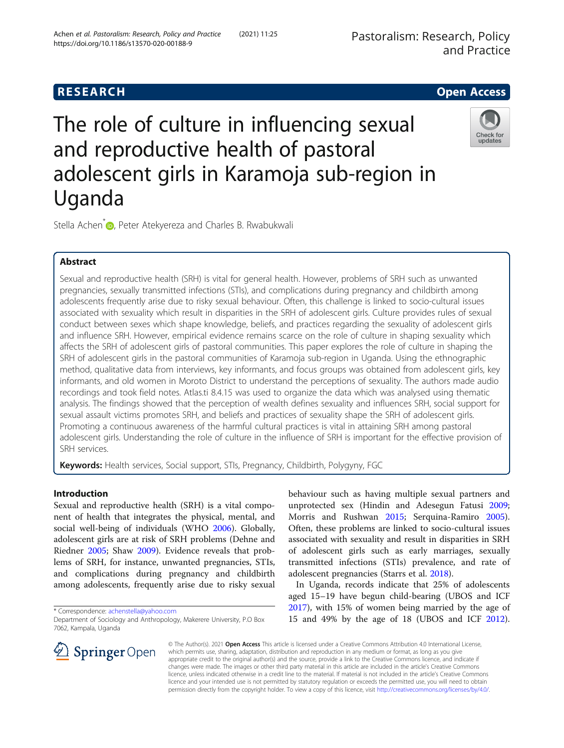RESEARCH

Open Access

# The role of culture in influencing sexual and reproductive health of pastoral adolescent girls in Karamoja sub-region in Uganda

Stella Achen*, Peter Atekyereza and Charles B. Rwabukwali

## Abstract

Sexual and reproductive health (SRH) is vital for general health. However, problems of SRH such as unwanted pregnancies, sexually transmitted infections (STIs), and complications during pregnancy and childbirth among adolescents frequently arise due to risky sexual behaviour. Often, this challenge is linked to socio-cultural issues associated with sexuality which result in disparities in the SRH of adolescent girls. Culture provides rules of sexual conduct between sexes which shape knowledge, beliefs, and practices regarding the sexuality of adolescent girls and influence SRH. However, empirical evidence remains scarce on the role of culture in shaping sexuality which affects the SRH of adolescent girls of pastoral communities. This paper explores the role of culture in shaping the SRH of adolescent girls in the pastoral communities of Karamoja sub-region in Uganda. Using the ethnographic method, qualitative data from interviews, key informants, and focus groups was obtained from adolescent girls, key informants, and old women in Moroto District to understand the perceptions of sexuality. The authors made audio recordings and took field notes. Atlas.ti 8.4.15 was used to organize the data which was analysed using thematic analysis. The findings showed that the perception of wealth defines sexuality and influences SRH, social support for sexual assault victims promotes SRH, and beliefs and practices of sexuality shape the SRH of adolescent girls. Promoting a continuous awareness of the harmful cultural practices is vital in attaining SRH among pastoral adolescent girls. Understanding the role of culture in the influence of SRH is important for the effective provision of SRH services.

**Keywords:** Health services, Social support, STIs, Pregnancy, Childbirth, Polygyny, FGC

## Introduction

Sexual and reproductive health (SRH) is a vital component of health that integrates the physical, mental, and social well-being of individuals (WHO 2006). Globally, adolescent girls are at risk of SRH problems (Dehne and Riedner 2005; Shaw 2009). Evidence reveals that problems of SRH, for instance, unwanted pregnancies, STIs, and complications during pregnancy and childbirth among adolescents, frequently arise due to risky sexual behaviour such as having multiple sexual partners and unprotected sex (Hindin and Adesegun Fatusi 2009; Morris and Rushwan 2015; Serquina-Ramiro 2005). Often, these problems are linked to socio-cultural issues associated with sexuality and result in disparities in SRH of adolescent girls such as early marriages, sexually transmitted infections (STIs) prevalence, and rate of adolescent pregnancies (Starrs et al. 2018).

In Uganda, records indicate that 25% of adolescents aged 15–19 have begun child-bearing (UBOS and ICF 2017), with 15% of women being married by the age of 15 and 49% by the age of 18 (UBOS and ICF 2012).

* Correspondence: achenstella@yahoo.com
Department of Sociology and Anthropology, Makerere University, P.O Box 7062, Kampala, Uganda

© The Author(s). 2021 **Open Access** This article is licensed under a Creative Commons Attribution 4.0 International License, which permits use, sharing, adaptation, distribution and reproduction in any medium or format, as long as you give appropriate credit to the original author(s) and the source, provide a link to the Creative Commons licence, and indicate if changes were made. The images or other third party material in this article are included in the article's Creative Commons licence, unless indicated otherwise in a credit line to the material. If material is not included in the article's Creative Commons licence and your intended use is not permitted by statutory regulation or exceeds the permitted use, you will need to obtain permission directly from the copyright holder. To view a copy of this licence, visit http://creativecommons.org/licenses/by/4.0/.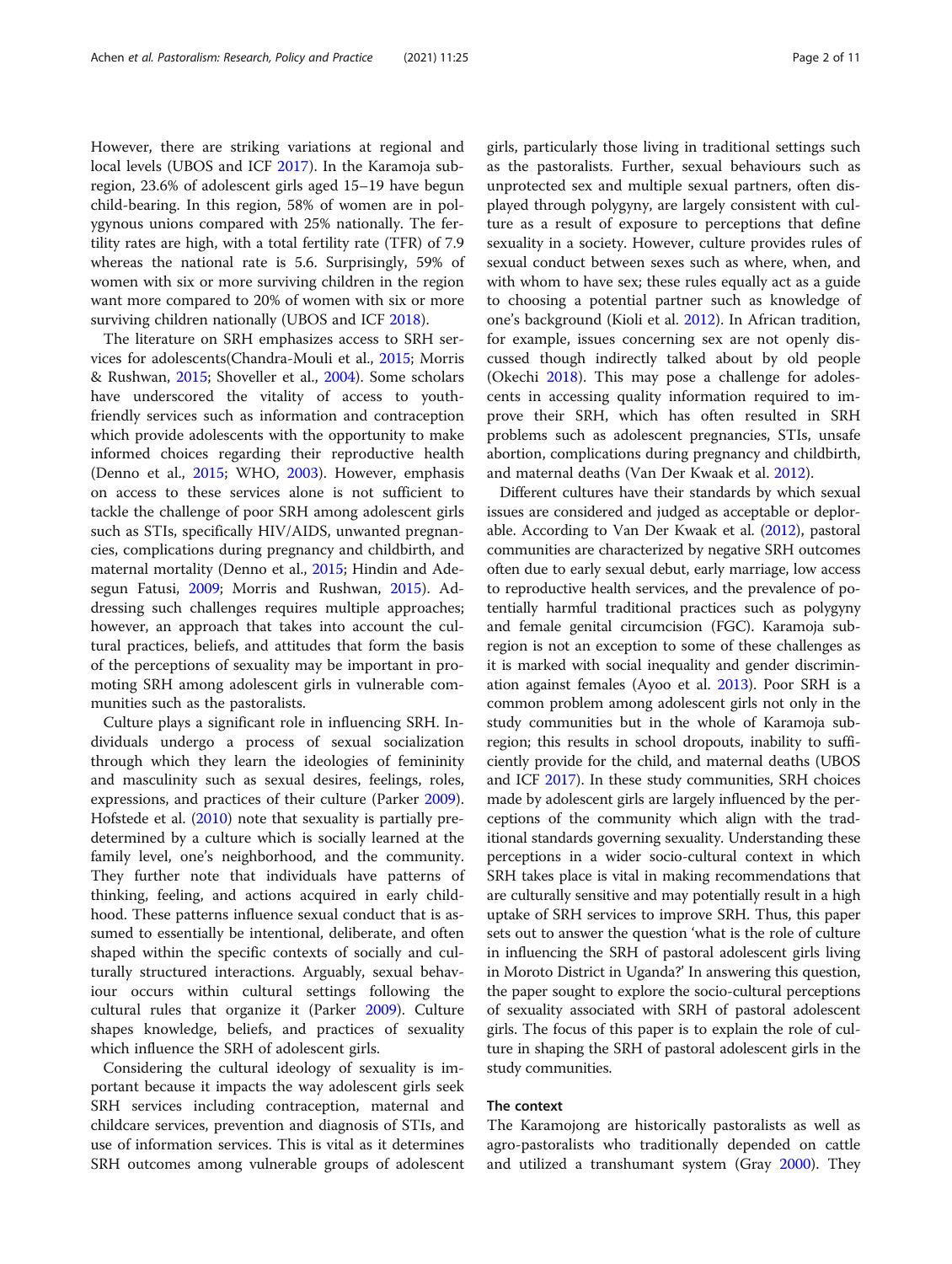However, there are striking variations at regional and local levels (UBOS and ICF 2017). In the Karamoja sub-region, 23.6% of adolescent girls aged 15–19 have begun child-bearing. In this region, 58% of women are in polygynous unions compared with 25% nationally. The fertility rates are high, with a total fertility rate (TFR) of 7.9 whereas the national rate is 5.6. Surprisingly, 59% of women with six or more surviving children in the region want more compared to 20% of women with six or more surviving children nationally (UBOS and ICF 2018).

The literature on SRH emphasizes access to SRH services for adolescents(Chandra-Mouli et al., 2015; Morris & Rushwan, 2015; Shoveller et al., 2004). Some scholars have underscored the vitality of access to youth-friendly services such as information and contraception which provide adolescents with the opportunity to make informed choices regarding their reproductive health (Denno et al., 2015; WHO, 2003). However, emphasis on access to these services alone is not sufficient to tackle the challenge of poor SRH among adolescent girls such as STIs, specifically HIV/AIDS, unwanted pregnancies, complications during pregnancy and childbirth, and maternal mortality (Denno et al., 2015; Hindin and Adesegun Fatusi, 2009; Morris and Rushwan, 2015). Addressing such challenges requires multiple approaches; however, an approach that takes into account the cultural practices, beliefs, and attitudes that form the basis of the perceptions of sexuality may be important in promoting SRH among adolescent girls in vulnerable communities such as the pastoralists.

Culture plays a significant role in influencing SRH. Individuals undergo a process of sexual socialization through which they learn the ideologies of femininity and masculinity such as sexual desires, feelings, roles, expressions, and practices of their culture (Parker 2009). Hofstede et al. (2010) note that sexuality is partially predetermined by a culture which is socially learned at the family level, one's neighborhood, and the community. They further note that individuals have patterns of thinking, feeling, and actions acquired in early childhood. These patterns influence sexual conduct that is assumed to essentially be intentional, deliberate, and often shaped within the specific contexts of socially and culturally structured interactions. Arguably, sexual behaviour occurs within cultural settings following the cultural rules that organize it (Parker 2009). Culture shapes knowledge, beliefs, and practices of sexuality which influence the SRH of adolescent girls.

Considering the cultural ideology of sexuality is important because it impacts the way adolescent girls seek SRH services including contraception, maternal and childcare services, prevention and diagnosis of STIs, and use of information services. This is vital as it determines SRH outcomes among vulnerable groups of adolescent girls, particularly those living in traditional settings such as the pastoralists. Further, sexual behaviours such as unprotected sex and multiple sexual partners, often displayed through polygyny, are largely consistent with culture as a result of exposure to perceptions that define sexuality in a society. However, culture provides rules of sexual conduct between sexes such as where, when, and with whom to have sex; these rules equally act as a guide to choosing a potential partner such as knowledge of one's background (Kioli et al. 2012). In African tradition, for example, issues concerning sex are not openly discussed though indirectly talked about by old people (Okechi 2018). This may pose a challenge for adolescents in accessing quality information required to improve their SRH, which has often resulted in SRH problems such as adolescent pregnancies, STIs, unsafe abortion, complications during pregnancy and childbirth, and maternal deaths (Van Der Kwaak et al. 2012).

Different cultures have their standards by which sexual issues are considered and judged as acceptable or deplorable. According to Van Der Kwaak et al. (2012), pastoral communities are characterized by negative SRH outcomes often due to early sexual debut, early marriage, low access to reproductive health services, and the prevalence of potentially harmful traditional practices such as polygyny and female genital circumcision (FGC). Karamoja sub-region is not an exception to some of these challenges as it is marked with social inequality and gender discrimination against females (Ayoo et al. 2013). Poor SRH is a common problem among adolescent girls not only in the study communities but in the whole of Karamoja sub-region; this results in school dropouts, inability to sufficiently provide for the child, and maternal deaths (UBOS and ICF 2017). In these study communities, SRH choices made by adolescent girls are largely influenced by the perceptions of the community which align with the traditional standards governing sexuality. Understanding these perceptions in a wider socio-cultural context in which SRH takes place is vital in making recommendations that are culturally sensitive and may potentially result in a high uptake of SRH services to improve SRH. Thus, this paper sets out to answer the question 'what is the role of culture in influencing the SRH of pastoral adolescent girls living in Moroto District in Uganda?' In answering this question, the paper sought to explore the socio-cultural perceptions of sexuality associated with SRH of pastoral adolescent girls. The focus of this paper is to explain the role of culture in shaping the SRH of pastoral adolescent girls in the study communities.

## The context

The Karamojong are historically pastoralists as well as agro-pastoralists who traditionally depended on cattle and utilized a transhumant system (Gray 2000). They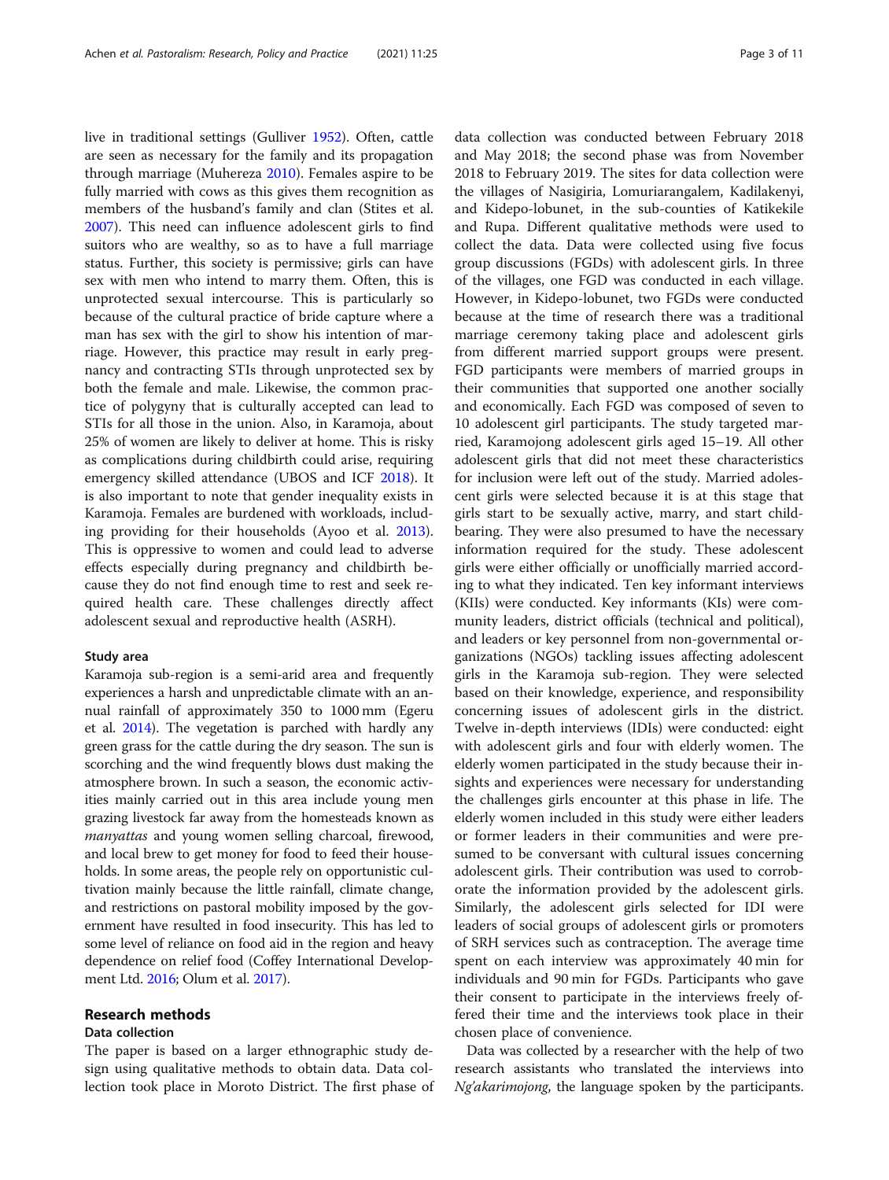live in traditional settings (Gulliver 1952). Often, cattle are seen as necessary for the family and its propagation through marriage (Muhereza 2010). Females aspire to be fully married with cows as this gives them recognition as members of the husband's family and clan (Stites et al. 2007). This need can influence adolescent girls to find suitors who are wealthy, so as to have a full marriage status. Further, this society is permissive; girls can have sex with men who intend to marry them. Often, this is unprotected sexual intercourse. This is particularly so because of the cultural practice of bride capture where a man has sex with the girl to show his intention of marriage. However, this practice may result in early pregnancy and contracting STIs through unprotected sex by both the female and male. Likewise, the common practice of polygyny that is culturally accepted can lead to STIs for all those in the union. Also, in Karamoja, about 25% of women are likely to deliver at home. This is risky as complications during childbirth could arise, requiring emergency skilled attendance (UBOS and ICF 2018). It is also important to note that gender inequality exists in Karamoja. Females are burdened with workloads, including providing for their households (Ayoo et al. 2013). This is oppressive to women and could lead to adverse effects especially during pregnancy and childbirth because they do not find enough time to rest and seek required health care. These challenges directly affect adolescent sexual and reproductive health (ASRH).

### Study area

Karamoja sub-region is a semi-arid area and frequently experiences a harsh and unpredictable climate with an annual rainfall of approximately 350 to 1000 mm (Egeru et al. 2014). The vegetation is parched with hardly any green grass for the cattle during the dry season. The sun is scorching and the wind frequently blows dust making the atmosphere brown. In such a season, the economic activities mainly carried out in this area include young men grazing livestock far away from the homesteads known as *manyattas* and young women selling charcoal, firewood, and local brew to get money for food to feed their households. In some areas, the people rely on opportunistic cultivation mainly because the little rainfall, climate change, and restrictions on pastoral mobility imposed by the government have resulted in food insecurity. This has led to some level of reliance on food aid in the region and heavy dependence on relief food (Coffey International Development Ltd. 2016; Olum et al. 2017).

## Research methods

### Data collection

The paper is based on a larger ethnographic study design using qualitative methods to obtain data. Data collection took place in Moroto District. The first phase of data collection was conducted between February 2018 and May 2018; the second phase was from November 2018 to February 2019. The sites for data collection were the villages of Nasigiria, Lomuriarangalem, Kadilakenyi, and Kidepo-lobunet, in the sub-counties of Katikekile and Rupa. Different qualitative methods were used to collect the data. Data were collected using five focus group discussions (FGDs) with adolescent girls. In three of the villages, one FGD was conducted in each village. However, in Kidepo-lobunet, two FGDs were conducted because at the time of research there was a traditional marriage ceremony taking place and adolescent girls from different married support groups were present. FGD participants were members of married groups in their communities that supported one another socially and economically. Each FGD was composed of seven to 10 adolescent girl participants. The study targeted married, Karamojong adolescent girls aged 15–19. All other adolescent girls that did not meet these characteristics for inclusion were left out of the study. Married adolescent girls were selected because it is at this stage that girls start to be sexually active, marry, and start childbearing. They were also presumed to have the necessary information required for the study. These adolescent girls were either officially or unofficially married according to what they indicated. Ten key informant interviews (KIIs) were conducted. Key informants (KIs) were community leaders, district officials (technical and political), and leaders or key personnel from non-governmental organizations (NGOs) tackling issues affecting adolescent girls in the Karamoja sub-region. They were selected based on their knowledge, experience, and responsibility concerning issues of adolescent girls in the district. Twelve in-depth interviews (IDIs) were conducted: eight with adolescent girls and four with elderly women. The elderly women participated in the study because their insights and experiences were necessary for understanding the challenges girls encounter at this phase in life. The elderly women included in this study were either leaders or former leaders in their communities and were presumed to be conversant with cultural issues concerning adolescent girls. Their contribution was used to corroborate the information provided by the adolescent girls. Similarly, the adolescent girls selected for IDI were leaders of social groups of adolescent girls or promoters of SRH services such as contraception. The average time spent on each interview was approximately 40 min for individuals and 90 min for FGDs. Participants who gave their consent to participate in the interviews freely offered their time and the interviews took place in their chosen place of convenience.

Data was collected by a researcher with the help of two research assistants who translated the interviews into *Ng'akarimojong*, the language spoken by the participants.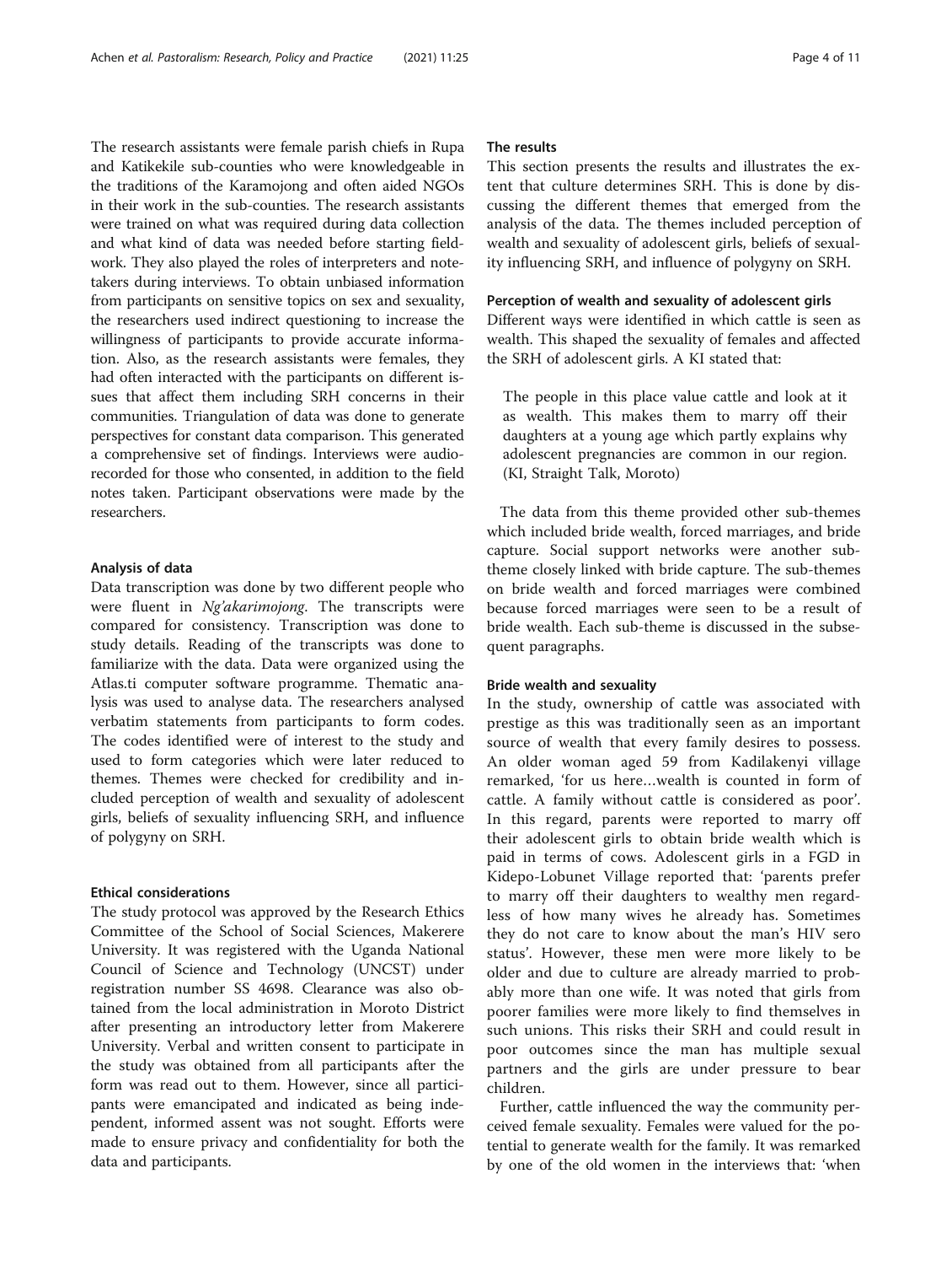The research assistants were female parish chiefs in Rupa and Katikekile sub-counties who were knowledgeable in the traditions of the Karamojong and often aided NGOs in their work in the sub-counties. The research assistants were trained on what was required during data collection and what kind of data was needed before starting fieldwork. They also played the roles of interpreters and note-takers during interviews. To obtain unbiased information from participants on sensitive topics on sex and sexuality, the researchers used indirect questioning to increase the willingness of participants to provide accurate information. Also, as the research assistants were females, they had often interacted with the participants on different issues that affect them including SRH concerns in their communities. Triangulation of data was done to generate perspectives for constant data comparison. This generated a comprehensive set of findings. Interviews were audio-recorded for those who consented, in addition to the field notes taken. Participant observations were made by the researchers.

### Analysis of data

Data transcription was done by two different people who were fluent in *Ng'akarimojong*. The transcripts were compared for consistency. Transcription was done to study details. Reading of the transcripts was done to familiarize with the data. Data were organized using the Atlas.ti computer software programme. Thematic analysis was used to analyse data. The researchers analysed verbatim statements from participants to form codes. The codes identified were of interest to the study and used to form categories which were later reduced to themes. Themes were checked for credibility and included perception of wealth and sexuality of adolescent girls, beliefs of sexuality influencing SRH, and influence of polygyny on SRH.

### Ethical considerations

The study protocol was approved by the Research Ethics Committee of the School of Social Sciences, Makerere University. It was registered with the Uganda National Council of Science and Technology (UNCST) under registration number SS 4698. Clearance was also obtained from the local administration in Moroto District after presenting an introductory letter from Makerere University. Verbal and written consent to participate in the study was obtained from all participants after the form was read out to them. However, since all participants were emancipated and indicated as being independent, informed assent was not sought. Efforts were made to ensure privacy and confidentiality for both the data and participants.

## The results

This section presents the results and illustrates the extent that culture determines SRH. This is done by discussing the different themes that emerged from the analysis of the data. The themes included perception of wealth and sexuality of adolescent girls, beliefs of sexuality influencing SRH, and influence of polygyny on SRH.

### Perception of wealth and sexuality of adolescent girls

Different ways were identified in which cattle is seen as wealth. This shaped the sexuality of females and affected the SRH of adolescent girls. A KI stated that:

> The people in this place value cattle and look at it as wealth. This makes them to marry off their daughters at a young age which partly explains why adolescent pregnancies are common in our region. (KI, Straight Talk, Moroto)

The data from this theme provided other sub-themes which included bride wealth, forced marriages, and bride capture. Social support networks were another sub-theme closely linked with bride capture. The sub-themes on bride wealth and forced marriages were combined because forced marriages were seen to be a result of bride wealth. Each sub-theme is discussed in the subsequent paragraphs.

### Bride wealth and sexuality

In the study, ownership of cattle was associated with prestige as this was traditionally seen as an important source of wealth that every family desires to possess. An older woman aged 59 from Kadilakenyi village remarked, 'for us here…wealth is counted in form of cattle. A family without cattle is considered as poor'. In this regard, parents were reported to marry off their adolescent girls to obtain bride wealth which is paid in terms of cows. Adolescent girls in a FGD in Kidepo-Lobunet Village reported that: 'parents prefer to marry off their daughters to wealthy men regardless of how many wives he already has. Sometimes they do not care to know about the man's HIV sero status'. However, these men were more likely to be older and due to culture are already married to probably more than one wife. It was noted that girls from poorer families were more likely to find themselves in such unions. This risks their SRH and could result in poor outcomes since the man has multiple sexual partners and the girls are under pressure to bear children.

Further, cattle influenced the way the community perceived female sexuality. Females were valued for the potential to generate wealth for the family. It was remarked by one of the old women in the interviews that: 'when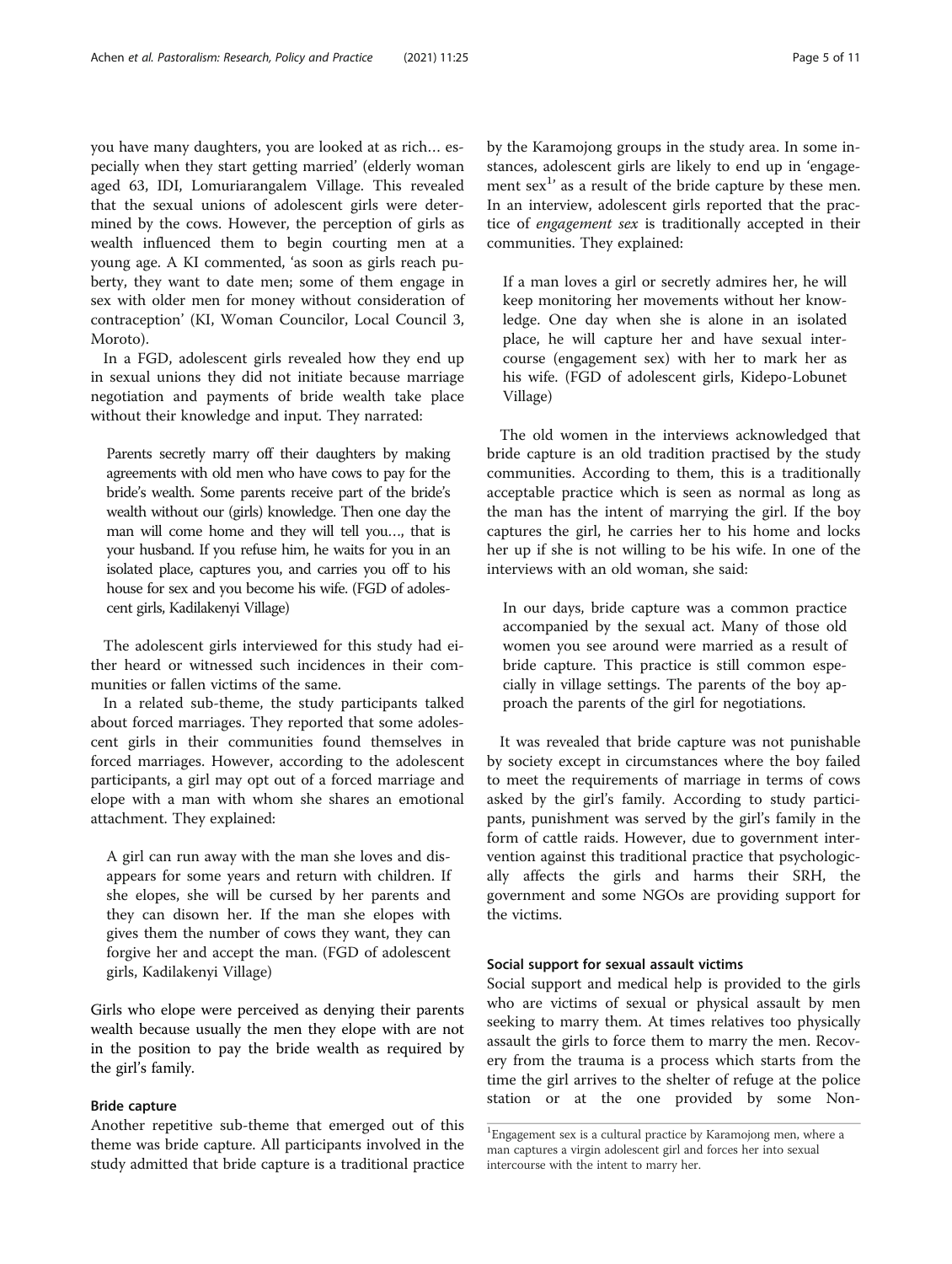you have many daughters, you are looked at as rich… especially when they start getting married' (elderly woman aged 63, IDI, Lomuriarangalem Village. This revealed that the sexual unions of adolescent girls were determined by the cows. However, the perception of girls as wealth influenced them to begin courting men at a young age. A KI commented, 'as soon as girls reach puberty, they want to date men; some of them engage in sex with older men for money without consideration of contraception' (KI, Woman Councilor, Local Council 3, Moroto).

In a FGD, adolescent girls revealed how they end up in sexual unions they did not initiate because marriage negotiation and payments of bride wealth take place without their knowledge and input. They narrated:

> Parents secretly marry off their daughters by making agreements with old men who have cows to pay for the bride's wealth. Some parents receive part of the bride's wealth without our (girls) knowledge. Then one day the man will come home and they will tell you…, that is your husband. If you refuse him, he waits for you in an isolated place, captures you, and carries you off to his house for sex and you become his wife. (FGD of adolescent girls, Kadilakenyi Village)

The adolescent girls interviewed for this study had either heard or witnessed such incidences in their communities or fallen victims of the same.

In a related sub-theme, the study participants talked about forced marriages. They reported that some adolescent girls in their communities found themselves in forced marriages. However, according to the adolescent participants, a girl may opt out of a forced marriage and elope with a man with whom she shares an emotional attachment. They explained:

> A girl can run away with the man she loves and disappears for some years and return with children. If she elopes, she will be cursed by her parents and they can disown her. If the man she elopes with gives them the number of cows they want, they can forgive her and accept the man. (FGD of adolescent girls, Kadilakenyi Village)

Girls who elope were perceived as denying their parents wealth because usually the men they elope with are not in the position to pay the bride wealth as required by the girl's family.

#### Bride capture

Another repetitive sub-theme that emerged out of this theme was bride capture. All participants involved in the study admitted that bride capture is a traditional practice by the Karamojong groups in the study area. In some instances, adolescent girls are likely to end up in 'engagement sex[1]' as a result of the bride capture by these men. In an interview, adolescent girls reported that the practice of *engagement sex* is traditionally accepted in their communities. They explained:

> If a man loves a girl or secretly admires her, he will keep monitoring her movements without her knowledge. One day when she is alone in an isolated place, he will capture her and have sexual intercourse (engagement sex) with her to mark her as his wife. (FGD of adolescent girls, Kidepo-Lobunet Village)

The old women in the interviews acknowledged that bride capture is an old tradition practised by the study communities. According to them, this is a traditionally acceptable practice which is seen as normal as long as the man has the intent of marrying the girl. If the boy captures the girl, he carries her to his home and locks her up if she is not willing to be his wife. In one of the interviews with an old woman, she said:

> In our days, bride capture was a common practice accompanied by the sexual act. Many of those old women you see around were married as a result of bride capture. This practice is still common especially in village settings. The parents of the boy approach the parents of the girl for negotiations.

It was revealed that bride capture was not punishable by society except in circumstances where the boy failed to meet the requirements of marriage in terms of cows asked by the girl's family. According to study participants, punishment was served by the girl's family in the form of cattle raids. However, due to government intervention against this traditional practice that psychologically affects the girls and harms their SRH, the government and some NGOs are providing support for the victims.

#### Social support for sexual assault victims

Social support and medical help is provided to the girls who are victims of sexual or physical assault by men seeking to marry them. At times relatives too physically assault the girls to force them to marry the men. Recovery from the trauma is a process which starts from the time the girl arrives to the shelter of refuge at the police station or at the one provided by some Non-

[1] Engagement sex is a cultural practice by Karamojong men, where a man captures a virgin adolescent girl and forces her into sexual intercourse with the intent to marry her.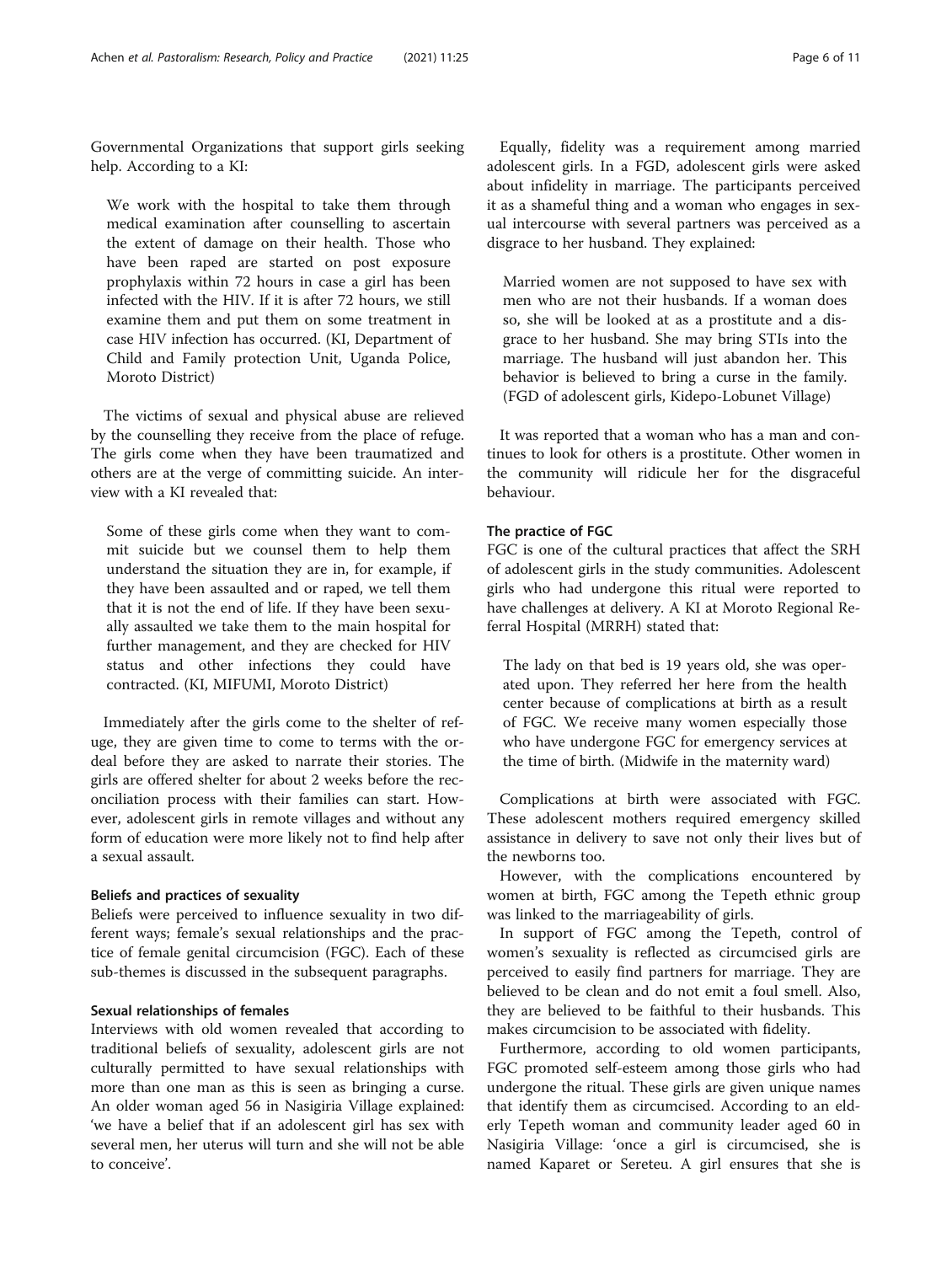Governmental Organizations that support girls seeking help. According to a KI:

> We work with the hospital to take them through medical examination after counselling to ascertain the extent of damage on their health. Those who have been raped are started on post exposure prophylaxis within 72 hours in case a girl has been infected with the HIV. If it is after 72 hours, we still examine them and put them on some treatment in case HIV infection has occurred. (KI, Department of Child and Family protection Unit, Uganda Police, Moroto District)

The victims of sexual and physical abuse are relieved by the counselling they receive from the place of refuge. The girls come when they have been traumatized and others are at the verge of committing suicide. An interview with a KI revealed that:

> Some of these girls come when they want to commit suicide but we counsel them to help them understand the situation they are in, for example, if they have been assaulted and or raped, we tell them that it is not the end of life. If they have been sexually assaulted we take them to the main hospital for further management, and they are checked for HIV status and other infections they could have contracted. (KI, MIFUMI, Moroto District)

Immediately after the girls come to the shelter of refuge, they are given time to come to terms with the ordeal before they are asked to narrate their stories. The girls are offered shelter for about 2 weeks before the reconciliation process with their families can start. However, adolescent girls in remote villages and without any form of education were more likely not to find help after a sexual assault.

#### Beliefs and practices of sexuality

Beliefs were perceived to influence sexuality in two different ways; female's sexual relationships and the practice of female genital circumcision (FGC). Each of these sub-themes is discussed in the subsequent paragraphs.

#### Sexual relationships of females

Interviews with old women revealed that according to traditional beliefs of sexuality, adolescent girls are not culturally permitted to have sexual relationships with more than one man as this is seen as bringing a curse. An older woman aged 56 in Nasigiria Village explained: 'we have a belief that if an adolescent girl has sex with several men, her uterus will turn and she will not be able to conceive'.

Equally, fidelity was a requirement among married adolescent girls. In a FGD, adolescent girls were asked about infidelity in marriage. The participants perceived it as a shameful thing and a woman who engages in sexual intercourse with several partners was perceived as a disgrace to her husband. They explained:

> Married women are not supposed to have sex with men who are not their husbands. If a woman does so, she will be looked at as a prostitute and a disgrace to her husband. She may bring STIs into the marriage. The husband will just abandon her. This behavior is believed to bring a curse in the family. (FGD of adolescent girls, Kidepo-Lobunet Village)

It was reported that a woman who has a man and continues to look for others is a prostitute. Other women in the community will ridicule her for the disgraceful behaviour.

#### The practice of FGC

FGC is one of the cultural practices that affect the SRH of adolescent girls in the study communities. Adolescent girls who had undergone this ritual were reported to have challenges at delivery. A KI at Moroto Regional Referral Hospital (MRRH) stated that:

> The lady on that bed is 19 years old, she was operated upon. They referred her here from the health center because of complications at birth as a result of FGC. We receive many women especially those who have undergone FGC for emergency services at the time of birth. (Midwife in the maternity ward)

Complications at birth were associated with FGC. These adolescent mothers required emergency skilled assistance in delivery to save not only their lives but of the newborns too.

However, with the complications encountered by women at birth, FGC among the Tepeth ethnic group was linked to the marriageability of girls.

In support of FGC among the Tepeth, control of women's sexuality is reflected as circumcised girls are perceived to easily find partners for marriage. They are believed to be clean and do not emit a foul smell. Also, they are believed to be faithful to their husbands. This makes circumcision to be associated with fidelity.

Furthermore, according to old women participants, FGC promoted self-esteem among those girls who had undergone the ritual. These girls are given unique names that identify them as circumcised. According to an elderly Tepeth woman and community leader aged 60 in Nasigiria Village: 'once a girl is circumcised, she is named Kaparet or Sereteu. A girl ensures that she is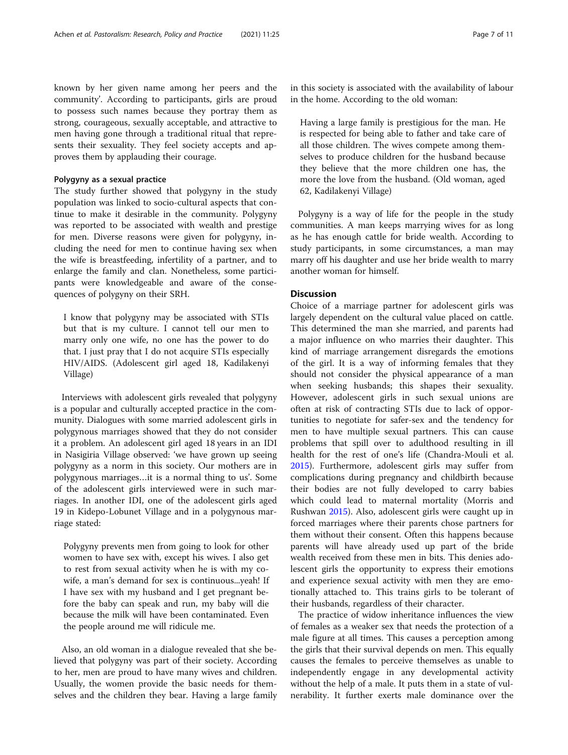known by her given name among her peers and the community'. According to participants, girls are proud to possess such names because they portray them as strong, courageous, sexually acceptable, and attractive to men having gone through a traditional ritual that represents their sexuality. They feel society accepts and approves them by applauding their courage.

#### Polygyny as a sexual practice

The study further showed that polygyny in the study population was linked to socio-cultural aspects that continue to make it desirable in the community. Polygyny was reported to be associated with wealth and prestige for men. Diverse reasons were given for polygyny, including the need for men to continue having sex when the wife is breastfeeding, infertility of a partner, and to enlarge the family and clan. Nonetheless, some participants were knowledgeable and aware of the consequences of polygyny on their SRH.

> I know that polygyny may be associated with STIs but that is my culture. I cannot tell our men to marry only one wife, no one has the power to do that. I just pray that I do not acquire STIs especially HIV/AIDS. (Adolescent girl aged 18, Kadilakenyi Village)

Interviews with adolescent girls revealed that polygyny is a popular and culturally accepted practice in the community. Dialogues with some married adolescent girls in polygynous marriages showed that they do not consider it a problem. An adolescent girl aged 18 years in an IDI in Nasigiria Village observed: 'we have grown up seeing polygyny as a norm in this society. Our mothers are in polygynous marriages…it is a normal thing to us'. Some of the adolescent girls interviewed were in such marriages. In another IDI, one of the adolescent girls aged 19 in Kidepo-Lobunet Village and in a polygynous marriage stated:

> Polygyny prevents men from going to look for other women to have sex with, except his wives. I also get to rest from sexual activity when he is with my co-wife, a man's demand for sex is continuous...yeah! If I have sex with my husband and I get pregnant before the baby can speak and run, my baby will die because the milk will have been contaminated. Even the people around me will ridicule me.

Also, an old woman in a dialogue revealed that she believed that polygyny was part of their society. According to her, men are proud to have many wives and children. Usually, the women provide the basic needs for themselves and the children they bear. Having a large family in this society is associated with the availability of labour in the home. According to the old woman:

> Having a large family is prestigious for the man. He is respected for being able to father and take care of all those children. The wives compete among themselves to produce children for the husband because they believe that the more children one has, the more the love from the husband. (Old woman, aged 62, Kadilakenyi Village)

Polygyny is a way of life for the people in the study communities. A man keeps marrying wives for as long as he has enough cattle for bride wealth. According to study participants, in some circumstances, a man may marry off his daughter and use her bride wealth to marry another woman for himself.

## Discussion

Choice of a marriage partner for adolescent girls was largely dependent on the cultural value placed on cattle. This determined the man she married, and parents had a major influence on who marries their daughter. This kind of marriage arrangement disregards the emotions of the girl. It is a way of informing females that they should not consider the physical appearance of a man when seeking husbands; this shapes their sexuality. However, adolescent girls in such sexual unions are often at risk of contracting STIs due to lack of opportunities to negotiate for safer-sex and the tendency for men to have multiple sexual partners. This can cause problems that spill over to adulthood resulting in ill health for the rest of one's life (Chandra-Mouli et al. 2015). Furthermore, adolescent girls may suffer from complications during pregnancy and childbirth because their bodies are not fully developed to carry babies which could lead to maternal mortality (Morris and Rushwan 2015). Also, adolescent girls were caught up in forced marriages where their parents chose partners for them without their consent. Often this happens because parents will have already used up part of the bride wealth received from these men in bits. This denies adolescent girls the opportunity to express their emotions and experience sexual activity with men they are emotionally attached to. This trains girls to be tolerant of their husbands, regardless of their character.

The practice of widow inheritance influences the view of females as a weaker sex that needs the protection of a male figure at all times. This causes a perception among the girls that their survival depends on men. This equally causes the females to perceive themselves as unable to independently engage in any developmental activity without the help of a male. It puts them in a state of vulnerability. It further exerts male dominance over the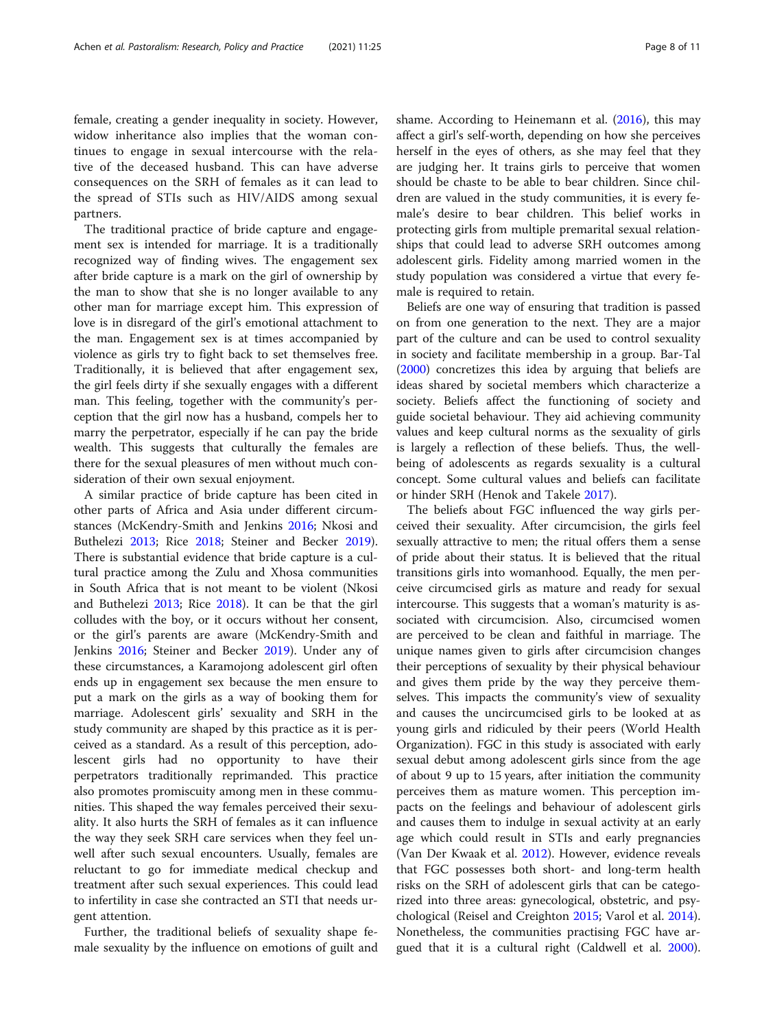female, creating a gender inequality in society. However, widow inheritance also implies that the woman continues to engage in sexual intercourse with the relative of the deceased husband. This can have adverse consequences on the SRH of females as it can lead to the spread of STIs such as HIV/AIDS among sexual partners.

The traditional practice of bride capture and engagement sex is intended for marriage. It is a traditionally recognized way of finding wives. The engagement sex after bride capture is a mark on the girl of ownership by the man to show that she is no longer available to any other man for marriage except him. This expression of love is in disregard of the girl's emotional attachment to the man. Engagement sex is at times accompanied by violence as girls try to fight back to set themselves free. Traditionally, it is believed that after engagement sex, the girl feels dirty if she sexually engages with a different man. This feeling, together with the community's perception that the girl now has a husband, compels her to marry the perpetrator, especially if he can pay the bride wealth. This suggests that culturally the females are there for the sexual pleasures of men without much consideration of their own sexual enjoyment.

A similar practice of bride capture has been cited in other parts of Africa and Asia under different circumstances (McKendry-Smith and Jenkins 2016; Nkosi and Buthelezi 2013; Rice 2018; Steiner and Becker 2019). There is substantial evidence that bride capture is a cultural practice among the Zulu and Xhosa communities in South Africa that is not meant to be violent (Nkosi and Buthelezi 2013; Rice 2018). It can be that the girl colludes with the boy, or it occurs without her consent, or the girl's parents are aware (McKendry-Smith and Jenkins 2016; Steiner and Becker 2019). Under any of these circumstances, a Karamojong adolescent girl often ends up in engagement sex because the men ensure to put a mark on the girls as a way of booking them for marriage. Adolescent girls' sexuality and SRH in the study community are shaped by this practice as it is perceived as a standard. As a result of this perception, adolescent girls had no opportunity to have their perpetrators traditionally reprimanded. This practice also promotes promiscuity among men in these communities. This shaped the way females perceived their sexuality. It also hurts the SRH of females as it can influence the way they seek SRH care services when they feel unwell after such sexual encounters. Usually, females are reluctant to go for immediate medical checkup and treatment after such sexual experiences. This could lead to infertility in case she contracted an STI that needs urgent attention.

Further, the traditional beliefs of sexuality shape female sexuality by the influence on emotions of guilt and shame. According to Heinemann et al. (2016), this may affect a girl's self-worth, depending on how she perceives herself in the eyes of others, as she may feel that they are judging her. It trains girls to perceive that women should be chaste to be able to bear children. Since children are valued in the study communities, it is every female's desire to bear children. This belief works in protecting girls from multiple premarital sexual relationships that could lead to adverse SRH outcomes among adolescent girls. Fidelity among married women in the study population was considered a virtue that every female is required to retain.

Beliefs are one way of ensuring that tradition is passed on from one generation to the next. They are a major part of the culture and can be used to control sexuality in society and facilitate membership in a group. Bar-Tal (2000) concretizes this idea by arguing that beliefs are ideas shared by societal members which characterize a society. Beliefs affect the functioning of society and guide societal behaviour. They aid achieving community values and keep cultural norms as the sexuality of girls is largely a reflection of these beliefs. Thus, the wellbeing of adolescents as regards sexuality is a cultural concept. Some cultural values and beliefs can facilitate or hinder SRH (Henok and Takele 2017).

The beliefs about FGC influenced the way girls perceived their sexuality. After circumcision, the girls feel sexually attractive to men; the ritual offers them a sense of pride about their status. It is believed that the ritual transitions girls into womanhood. Equally, the men perceive circumcised girls as mature and ready for sexual intercourse. This suggests that a woman's maturity is associated with circumcision. Also, circumcised women are perceived to be clean and faithful in marriage. The unique names given to girls after circumcision changes their perceptions of sexuality by their physical behaviour and gives them pride by the way they perceive themselves. This impacts the community's view of sexuality and causes the uncircumcised girls to be looked at as young girls and ridiculed by their peers (World Health Organization). FGC in this study is associated with early sexual debut among adolescent girls since from the age of about 9 up to 15 years, after initiation the community perceives them as mature women. This perception impacts on the feelings and behaviour of adolescent girls and causes them to indulge in sexual activity at an early age which could result in STIs and early pregnancies (Van Der Kwaak et al. 2012). However, evidence reveals that FGC possesses both short- and long-term health risks on the SRH of adolescent girls that can be categorized into three areas: gynecological, obstetric, and psychological (Reisel and Creighton 2015; Varol et al. 2014). Nonetheless, the communities practising FGC have argued that it is a cultural right (Caldwell et al. 2000).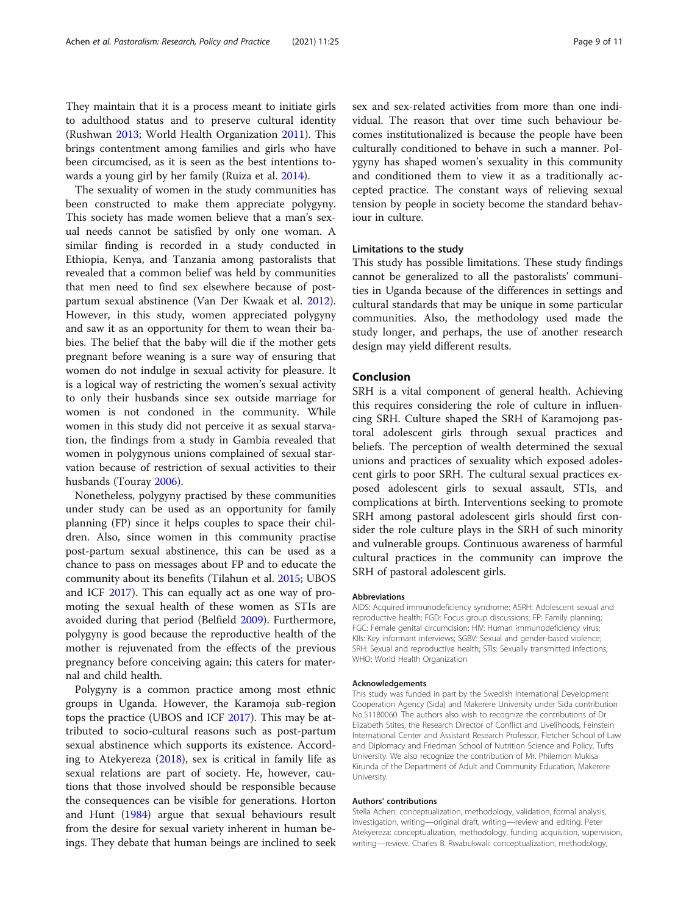They maintain that it is a process meant to initiate girls to adulthood status and to preserve cultural identity (Rushwan 2013; World Health Organization 2011). This brings contentment among families and girls who have been circumcised, as it is seen as the best intentions towards a young girl by her family (Ruiza et al. 2014).

The sexuality of women in the study communities has been constructed to make them appreciate polygyny. This society has made women believe that a man's sexual needs cannot be satisfied by only one woman. A similar finding is recorded in a study conducted in Ethiopia, Kenya, and Tanzania among pastoralists that revealed that a common belief was held by communities that men need to find sex elsewhere because of post-partum sexual abstinence (Van Der Kwaak et al. 2012). However, in this study, women appreciated polygyny and saw it as an opportunity for them to wean their babies. The belief that the baby will die if the mother gets pregnant before weaning is a sure way of ensuring that women do not indulge in sexual activity for pleasure. It is a logical way of restricting the women's sexual activity to only their husbands since sex outside marriage for women is not condoned in the community. While women in this study did not perceive it as sexual starvation, the findings from a study in Gambia revealed that women in polygynous unions complained of sexual starvation because of restriction of sexual activities to their husbands (Touray 2006).

Nonetheless, polygyny practised by these communities under study can be used as an opportunity for family planning (FP) since it helps couples to space their children. Also, since women in this community practise post-partum sexual abstinence, this can be used as a chance to pass on messages about FP and to educate the community about its benefits (Tilahun et al. 2015; UBOS and ICF 2017). This can equally act as one way of promoting the sexual health of these women as STIs are avoided during that period (Belfield 2009). Furthermore, polygyny is good because the reproductive health of the mother is rejuvenated from the effects of the previous pregnancy before conceiving again; this caters for maternal and child health.

Polygyny is a common practice among most ethnic groups in Uganda. However, the Karamoja sub-region tops the practice (UBOS and ICF 2017). This may be attributed to socio-cultural reasons such as post-partum sexual abstinence which supports its existence. According to Atekyereza (2018), sex is critical in family life as sexual relations are part of society. He, however, cautions that those involved should be responsible because the consequences can be visible for generations. Horton and Hunt (1984) argue that sexual behaviours result from the desire for sexual variety inherent in human beings. They debate that human beings are inclined to seek sex and sex-related activities from more than one individual. The reason that over time such behaviour becomes institutionalized is because the people have been culturally conditioned to behave in such a manner. Polygyny has shaped women's sexuality in this community and conditioned them to view it as a traditionally accepted practice. The constant ways of relieving sexual tension by people in society become the standard behaviour in culture.

### Limitations to the study

This study has possible limitations. These study findings cannot be generalized to all the pastoralists' communities in Uganda because of the differences in settings and cultural standards that may be unique in some particular communities. Also, the methodology used made the study longer, and perhaps, the use of another research design may yield different results.

## Conclusion

SRH is a vital component of general health. Achieving this requires considering the role of culture in influencing SRH. Culture shaped the SRH of Karamojong pastoral adolescent girls through sexual practices and beliefs. The perception of wealth determined the sexual unions and practices of sexuality which exposed adolescent girls to poor SRH. The cultural sexual practices exposed adolescent girls to sexual assault, STIs, and complications at birth. Interventions seeking to promote SRH among pastoral adolescent girls should first consider the role culture plays in the SRH of such minority and vulnerable groups. Continuous awareness of harmful cultural practices in the community can improve the SRH of pastoral adolescent girls.

#### Abbreviations

AIDS: Acquired immunodeficiency syndrome; ASRH: Adolescent sexual and reproductive health; FGD: Focus group discussions; FP: Family planning; FGC: Female genital circumcision; HIV: Human immunodeficiency virus; KIIs: Key informant interviews; SGBV: Sexual and gender-based violence; SRH: Sexual and reproductive health; STIs: Sexually transmitted infections; WHO: World Health Organization

#### Acknowledgements

This study was funded in part by the Swedish International Development Cooperation Agency (Sida) and Makerere University under Sida contribution No.51180060. The authors also wish to recognize the contributions of Dr. Elizabeth Stites, the Research Director of Conflict and Livelihoods, Feinstein International Center and Assistant Research Professor, Fletcher School of Law and Diplomacy and Friedman School of Nutrition Science and Policy, Tufts University. We also recognize the contribution of Mr. Philemon Mukisa Kirunda of the Department of Adult and Community Education, Makerere University.

#### Authors' contributions

Stella Achen: conceptualization, methodology, validation, formal analysis, investigation, writing—original draft, writing—review and editing. Peter Atekyereza: conceptualization, methodology, funding acquisition, supervision, writing—review. Charles B. Rwabukwali: conceptualization, methodology,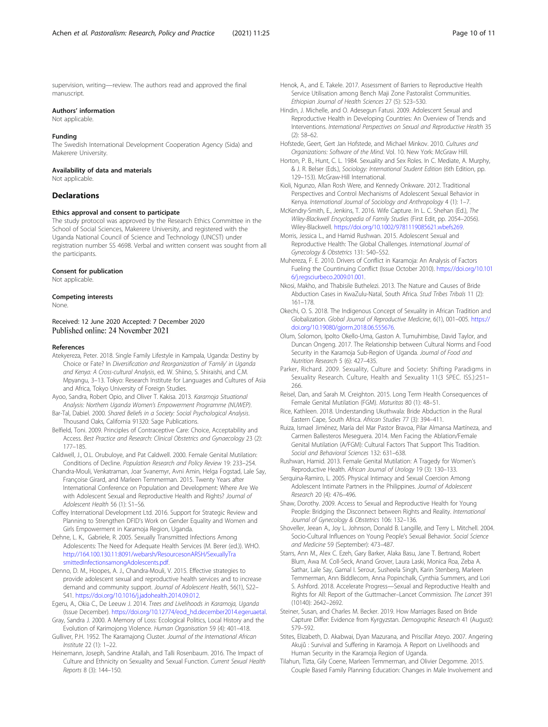supervision, writing—review. The authors read and approved the final manuscript.

#### Authors' information

Not applicable.

#### Funding

The Swedish International Development Cooperation Agency (Sida) and Makerere University.

#### Availability of data and materials

Not applicable.

### Declarations

#### Ethics approval and consent to participate

The study protocol was approved by the Research Ethics Committee in the School of Social Sciences, Makerere University, and registered with the Uganda National Council of Science and Technology (UNCST) under registration number SS 4698. Verbal and written consent was sought from all the participants.

#### Consent for publication

Not applicable.

#### Competing interests

None.

Received: 12 June 2020 Accepted: 7 December 2020
Published online: 24 November 2021

#### References

Atekyereza, Peter. 2018. Single Family Lifestyle in Kampala, Uganda: Destiny by Choice or Fate? In *Diversification and Reorganization of 'Family' in Uganda and Kenya: A Cross-cultural Analysis*, ed. W. Shiino, S. Shiraishi, and C.M. Mpyangu, 3–13. Tokyo: Research Institute for Languages and Cultures of Asia and Africa, Tokyo University of Foreign Studies.

Ayoo, Sandra, Robert Opio, and Oliver T. Kakisa. 2013. *Karamoja Situational Analysis: Northern Uganda Women's Empowerment Programme (NUWEP)*.

Bar-Tal, Dabiel. 2000. *Shared Beliefs in a Society: Social Psychological Analysis*. Thousand Oaks, California 91320: Sage Publications.

Belfield, Toni. 2009. Principles of Contraceptive Care: Choice, Acceptability and Access. *Best Practice and Research: Clinical Obstetrics and Gynaecology* 23 (2): 177–185.

Caldwell, J., O.L. Orubuloye, and Pat Caldwell. 2000. Female Genital Mutilation: Conditions of Decline. *Population Research and Policy Review* 19: 233–254.

Chandra-Mouli, Venkatraman, Joar Svanemyr, Avni Amin, Helga Fogstad, Lale Say, Françoise Girard, and Marleen Temmerman. 2015. Twenty Years after International Conference on Population and Development: Where Are We with Adolescent Sexual and Reproductive Health and Rights? *Journal of Adolescent Health* 56 (1): S1–S6.

Coffey International Development Ltd. 2016. Support for Strategic Review and Planning to Strengthen DFID's Work on Gender Equality and Women and Girls Empowerment in Karamoja Region, Uganda.

Dehne, L. K., Gabriele, R. 2005. Sexually Transmitted Infections Among Adolescents: The Need for Adequate Health Services (M. Berer (ed.)). WHO. http://164.100.130.11:8091/webarsh/ResourcesonARSH/SexuallyTransmittedInfectionsamongAdolescents.pdf.

Denno, D. M., Hoopes, A. J., Chandra-Mouli, V. 2015. Effective strategies to provide adolescent sexual and reproductive health services and to increase demand and community support. *Journal of Adolescent Health*, 56(1), S22–S41. https://doi.org/10.1016/j.jadohealth.2014.09.012.

Egeru, A., Okia C., De Leeuw J. 2014. *Trees and Livelihoods in Karamoja, Uganda* (Issue December). https://doi.org/10.12774/eod_hd.december2014.egeruaetal.

Gray, Sandra J. 2000. A Memory of Loss: Ecological Politics, Local History and the Evolution of Karimojong Violence. *Human Organisation* 59 (4): 401–418.

Gulliver, P.H. 1952. The Karamajong Cluster. *Journal of the International African Institute* 22 (1): 1–22.

Heinemann, Joseph, Sandrine Atallah, and Talli Rosenbaum. 2016. The Impact of Culture and Ethnicity on Sexuality and Sexual Function. *Current Sexual Health Reports* 8 (3): 144–150.

Henok, A., and E. Takele. 2017. Assessment of Barriers to Reproductive Health Service Utilisation among Bench Maji Zone Pastoralist Communities. *Ethiopian Journal of Health Sciences* 27 (5): 523–530.

Hindin, J. Michelle, and O. Adesegun Fatusi. 2009. Adolescent Sexual and Reproductive Health in Developing Countries: An Overview of Trends and Interventions. *International Perspectives on Sexual and Reproductive Health* 35 (2): 58–62.

Hofstede, Geert, Gert Jan Hofstede, and Michael Minkov. 2010. *Cultures and Organizations: Software of the Mind*. Vol. 10. New York: McGraw Hill.

Horton, P. B., Hunt, C. L. 1984. Sexuality and Sex Roles. In C. Mediate, A. Murphy, & J. R. Belser (Eds.), *Sociology: International Student Edition* (6th Edition, pp. 129–153). McGraw-Hill International.

Kioli, Ngunzo, Allan Rosh Were, and Kennedy Onkware. 2012. Traditional Perspectives and Control Mechanisms of Adolescent Sexual Behavior in Kenya. *International Journal of Sociology and Anthropology* 4 (1): 1–7.

McKendry-Smith, E., Jenkins, T. 2016. Wife Capture. In L. C. Shehan (Ed.), *The Wiley-Blackwell Encyclopedia of Family Studies* (First Edit, pp. 2054–2056). Wiley-Blackwell. https://doi.org/10.1002/9781119085621.wbefs269.

Morris, Jessica L., and Hamid Rushwan. 2015. Adolescent Sexual and Reproductive Health: The Global Challenges. *International Journal of Gynecology & Obstetrics* 131: S40–S52.

Muhereza, F. E. 2010. Drivers of Conflict in Karamoja: An Analysis of Factors Fueling the Countinuing Conflict (Issue October 2010). https://doi.org/10.1016/j.regsciurbeco.2009.01.001.

Nkosi, Makho, and Thabisile Buthelezi. 2013. The Nature and Causes of Bride Abduction Cases in KwaZulu-Natal, South Africa. *Stud Tribes Tribals* 11 (2): 161–178.

Okechi, O. S. 2018. The Indigenous Concept of Sexuality in African Tradition and Globalization. *Global Journal of Reproductive Medicine*, 6(1), 001–005. https://doi.org/10.19080/gjorm.2018.06.555676.

Olum, Solomon, Ipolto Okello-Uma, Gaston A. Tumuhimbise, David Taylor, and Duncan Ongeng. 2017. The Relationship between Cultural Norms and Food Security in the Karamoja Sub-Region of Uganda. *Journal of Food and Nutrition Research* 5 (6): 427–435.

Parker, Richard. 2009. Sexuality, Culture and Society: Shifting Paradigms in Sexuality Research. Culture, Health and Sexuality 11(3 SPEC. ISS.):251–266.

Reisel, Dan, and Sarah M. Creighton. 2015. Long Term Health Consequences of Female Genital Mutilation (FGM). *Maturitas* 80 (1): 48–51.

Rice, Kathleen. 2018. Understanding Ukuthwala: Bride Abduction in the Rural Eastern Cape, South Africa. *African Studies* 77 (3): 394–411.

Ruiza, Ismael Jiménez, María del Mar Pastor Bravoa, Pilar Almansa Martíneza, and Carmen Ballesteros Meseguera. 2014. Men Facing the Ablation/Female Genital Mutilation (A/FGM): Cultural Factors That Support This Tradition. *Social and Behavioral Sciences* 132: 631–638.

Rushwan, Hamid. 2013. Female Genital Mutilation: A Tragedy for Women's Reproductive Health. *African Journal of Urology* 19 (3): 130–133.

Serquina-Ramiro, L. 2005. Physical Intimacy and Sexual Coercion Among Adolescent Intimate Partners in the Philippines. *Journal of Adolescent Research* 20 (4): 476–496.

Shaw, Dorothy. 2009. Access to Sexual and Reproductive Health for Young People: Bridging the Disconnect between Rights and Reality. *International Journal of Gynecology & Obstetrics* 106: 132–136.

Shoveller, Jeean A., Joy L. Johnson, Donald B. Langille, and Terry L. Mitchell. 2004. Socio-Cultural Influences on Young People's Sexual Behavior. *Social Science and Medicine* 59 (September): 473–487.

Starrs, Ann M., Alex C. Ezeh, Gary Barker, Alaka Basu, Jane T. Bertrand, Robert Blum, Awa M. Coll-Seck, Anand Grover, Laura Laski, Monica Roa, Zeba A. Sathar, Lale Say, Gamal I. Serour, Susheela Singh, Karin Stenberg, Marleen Temmerman, Ann Biddlecom, Anna Popinchalk, Cynthia Summers, and Lori S. Ashford. 2018. Accelerate Progress—Sexual and Reproductive Health and Rights for All: Report of the Guttmacher–Lancet Commission. *The Lancet* 391 (10140): 2642–2692.

Steiner, Susan, and Charles M. Becker. 2019. How Marriages Based on Bride Capture Differ: Evidence from Kyrgyzstan. *Demographic Research* 41 (August): 579–592.

Stites, Elizabeth, D. Akabwai, Dyan Mazurana, and Priscillar Ateyo. 2007. Angering Akujû : Survival and Suffering in Karamoja. A Report on Livelihoods and Human Security in the Karamoja Region of Uganda.

Tilahun, Tizta, Gily Coene, Marleen Temmerman, and Olivier Degomme. 2015. Couple Based Family Planning Education: Changes in Male Involvement and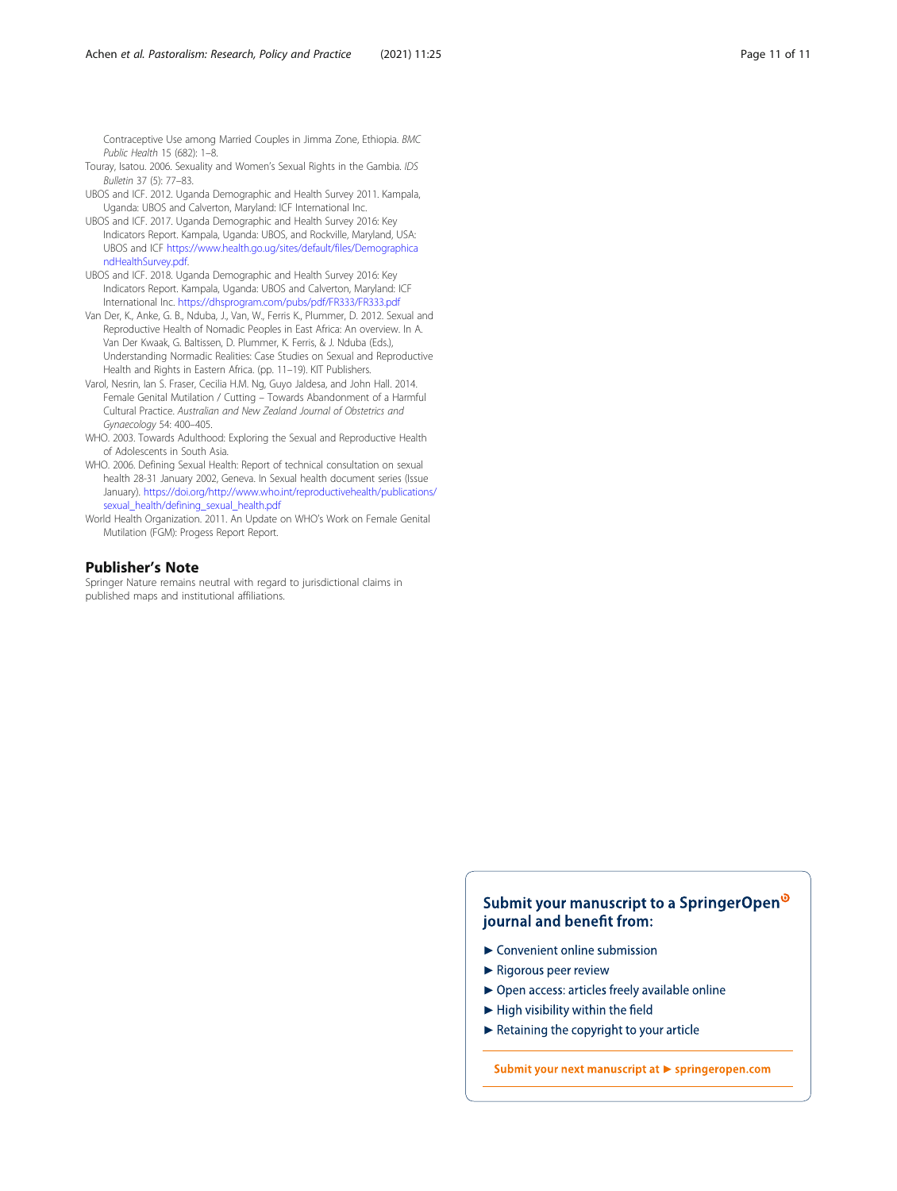Contraceptive Use among Married Couples in Jimma Zone, Ethiopia. *BMC Public Health* 15 (682): 1–8.

Touray, Isatou. 2006. Sexuality and Women's Sexual Rights in the Gambia. *IDS Bulletin* 37 (5): 77–83.

UBOS and ICF. 2012. Uganda Demographic and Health Survey 2011. Kampala, Uganda: UBOS and Calverton, Maryland: ICF International Inc.

UBOS and ICF. 2017. Uganda Demographic and Health Survey 2016: Key Indicators Report. Kampala, Uganda: UBOS, and Rockville, Maryland, USA: UBOS and ICF https://www.health.go.ug/sites/default/files/DemographicandHealthSurvey.pdf.

UBOS and ICF. 2018. Uganda Demographic and Health Survey 2016: Key Indicators Report. Kampala, Uganda: UBOS and Calverton, Maryland: ICF International Inc. https://dhsprogram.com/pubs/pdf/FR333/FR333.pdf

Van Der, K., Anke, G. B., Nduba, J., Van, W., Ferris K., Plummer, D. 2012. Sexual and Reproductive Health of Nomadic Peoples in East Africa: An overview. In A. Van Der Kwaak, G. Baltissen, D. Plummer, K. Ferris, & J. Nduba (Eds.), Understanding Normadic Realities: Case Studies on Sexual and Reproductive Health and Rights in Eastern Africa. (pp. 11–19). KIT Publishers.

Varol, Nesrin, Ian S. Fraser, Cecilia H.M. Ng, Guyo Jaldesa, and John Hall. 2014. Female Genital Mutilation / Cutting – Towards Abandonment of a Harmful Cultural Practice. *Australian and New Zealand Journal of Obstetrics and Gynaecology* 54: 400–405.

WHO. 2003. Towards Adulthood: Exploring the Sexual and Reproductive Health of Adolescents in South Asia.

WHO. 2006. Defining Sexual Health: Report of technical consultation on sexual health 28-31 January 2002, Geneva. In Sexual health document series (Issue January). https://doi.org/http://www.who.int/reproductivehealth/publications/sexual_health/defining_sexual_health.pdf

World Health Organization. 2011. An Update on WHO's Work on Female Genital Mutilation (FGM): Progess Report Report.

## Publisher's Note

Springer Nature remains neutral with regard to jurisdictional claims in published maps and institutional affiliations.